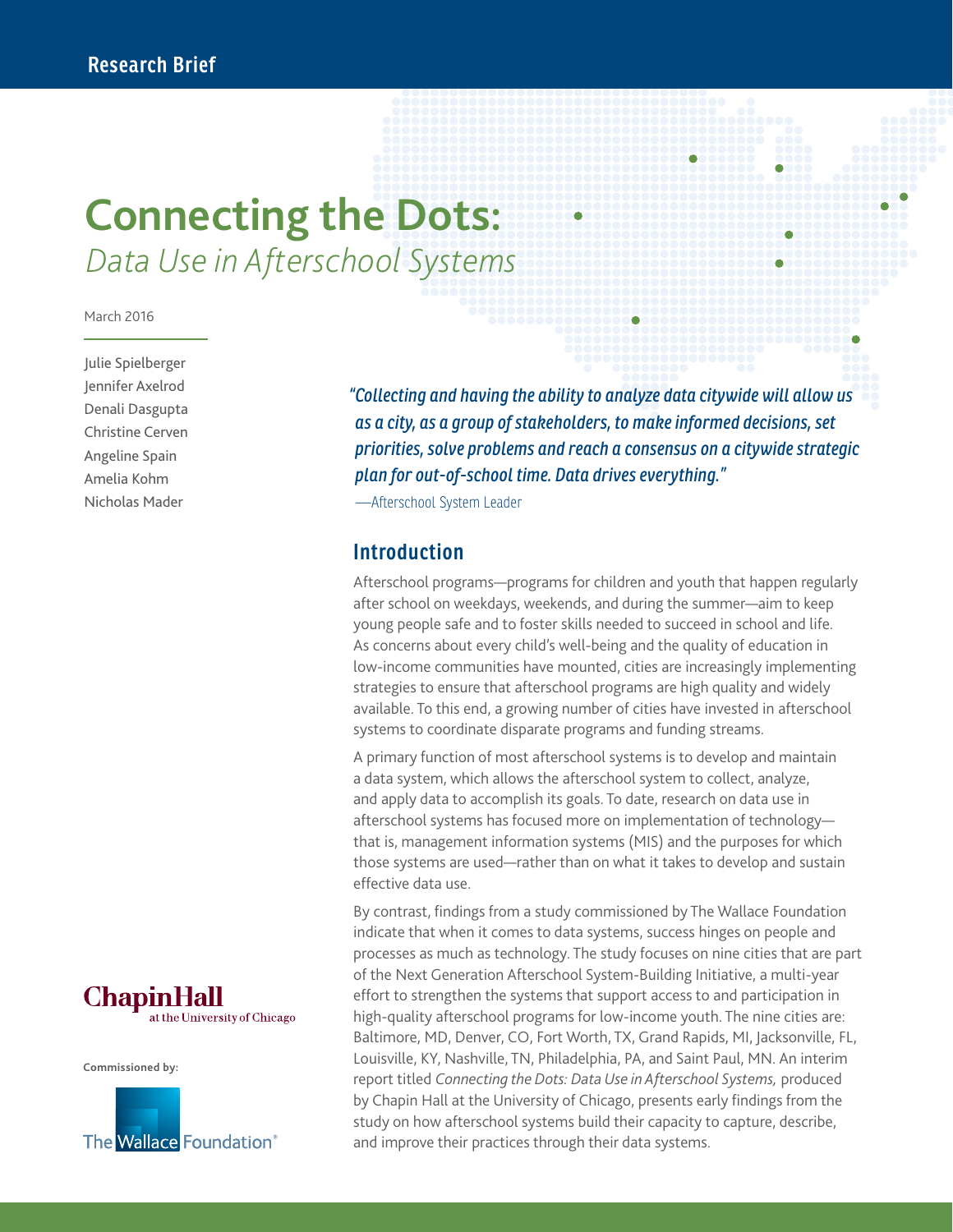Research Brief

# Connecting the Dots:
## *Data Use in Afterschool Systems*

March 2016

Julie Spielberger
Jennifer Axelrod
Denali Dasgupta
Christine Cerven
Angeline Spain
Amelia Kohm
Nicholas Mader

***"Collecting and having the ability to analyze data citywide will allow us as a city, as a group of stakeholders, to make informed decisions, set priorities, solve problems and reach a consensus on a citywide strategic plan for out-of-school time. Data drives everything."***

—Afterschool System Leader

## Introduction

Afterschool programs—programs for children and youth that happen regularly after school on weekdays, weekends, and during the summer—aim to keep young people safe and to foster skills needed to succeed in school and life. As concerns about every child's well-being and the quality of education in low-income communities have mounted, cities are increasingly implementing strategies to ensure that afterschool programs are high quality and widely available. To this end, a growing number of cities have invested in afterschool systems to coordinate disparate programs and funding streams.

A primary function of most afterschool systems is to develop and maintain a data system, which allows the afterschool system to collect, analyze, and apply data to accomplish its goals. To date, research on data use in afterschool systems has focused more on implementation of technology—that is, management information systems (MIS) and the purposes for which those systems are used—rather than on what it takes to develop and sustain effective data use.

By contrast, findings from a study commissioned by The Wallace Foundation indicate that when it comes to data systems, success hinges on people and processes as much as technology. The study focuses on nine cities that are part of the Next Generation Afterschool System-Building Initiative, a multi-year effort to strengthen the systems that support access to and participation in high-quality afterschool programs for low-income youth. The nine cities are: Baltimore, MD, Denver, CO, Fort Worth, TX, Grand Rapids, MI, Jacksonville, FL, Louisville, KY, Nashville, TN, Philadelphia, PA, and Saint Paul, MN. An interim report titled *Connecting the Dots: Data Use in Afterschool Systems,* produced by Chapin Hall at the University of Chicago, presents early findings from the study on how afterschool systems build their capacity to capture, describe, and improve their practices through their data systems.

Chapin Hall at the University of Chicago

Commissioned by:

The Wallace Foundation®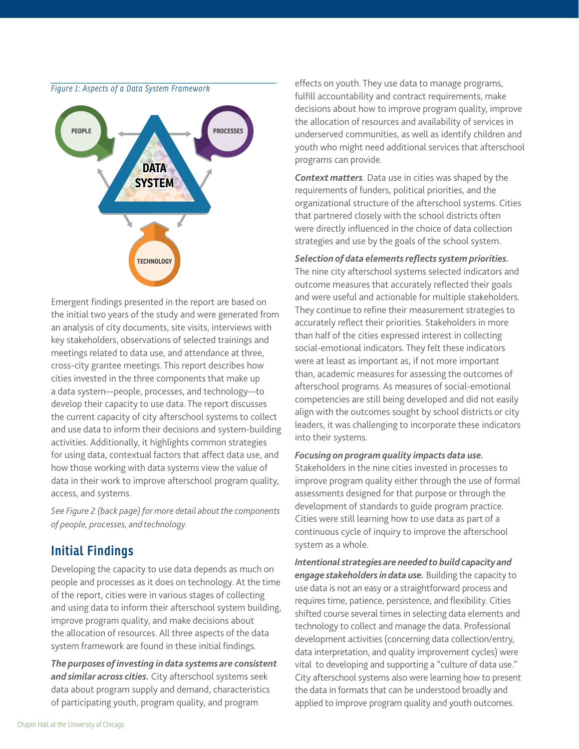*Figure 1: Aspects of a Data System Framework*

PEOPLE

PROCESSES

DATA SYSTEM

TECHNOLOGY

Emergent findings presented in the report are based on the initial two years of the study and were generated from an analysis of city documents, site visits, interviews with key stakeholders, observations of selected trainings and meetings related to data use, and attendance at three, cross-city grantee meetings. This report describes how cities invested in the three components that make up a data system—people, processes, and technology—to develop their capacity to use data. The report discusses the current capacity of city afterschool systems to collect and use data to inform their decisions and system-building activities. Additionally, it highlights common strategies for using data, contextual factors that affect data use, and how those working with data systems view the value of data in their work to improve afterschool program quality, access, and systems.

*See Figure 2 (back page) for more detail about the components of people, processes, and technology.*

## Initial Findings

Developing the capacity to use data depends as much on people and processes as it does on technology. At the time of the report, cities were in various stages of collecting and using data to inform their afterschool system building, improve program quality, and make decisions about the allocation of resources. All three aspects of the data system framework are found in these initial findings.

***The purposes of investing in data systems are consistent and similar across cities.*** City afterschool systems seek data about program supply and demand, characteristics of participating youth, program quality, and program effects on youth. They use data to manage programs, fulfill accountability and contract requirements, make decisions about how to improve program quality, improve the allocation of resources and availability of services in underserved communities, as well as identify children and youth who might need additional services that afterschool programs can provide.

***Context matters***. Data use in cities was shaped by the requirements of funders, political priorities, and the organizational structure of the afterschool systems. Cities that partnered closely with the school districts often were directly influenced in the choice of data collection strategies and use by the goals of the school system.

***Selection of data elements reflects system priorities.*** The nine city afterschool systems selected indicators and outcome measures that accurately reflected their goals and were useful and actionable for multiple stakeholders. They continue to refine their measurement strategies to accurately reflect their priorities. Stakeholders in more than half of the cities expressed interest in collecting social-emotional indicators. They felt these indicators were at least as important as, if not more important than, academic measures for assessing the outcomes of afterschool programs. As measures of social-emotional competencies are still being developed and did not easily align with the outcomes sought by school districts or city leaders, it was challenging to incorporate these indicators into their systems.

***Focusing on program quality impacts data use.*** Stakeholders in the nine cities invested in processes to improve program quality either through the use of formal assessments designed for that purpose or through the development of standards to guide program practice. Cities were still learning how to use data as part of a continuous cycle of inquiry to improve the afterschool system as a whole.

***Intentional strategies are needed to build capacity and engage stakeholders in data use.*** Building the capacity to use data is not an easy or a straightforward process and requires time, patience, persistence, and flexibility. Cities shifted course several times in selecting data elements and technology to collect and manage the data. Professional development activities (concerning data collection/entry, data interpretation, and quality improvement cycles) were vital to developing and supporting a "culture of data use." City afterschool systems also were learning how to present the data in formats that can be understood broadly and applied to improve program quality and youth outcomes.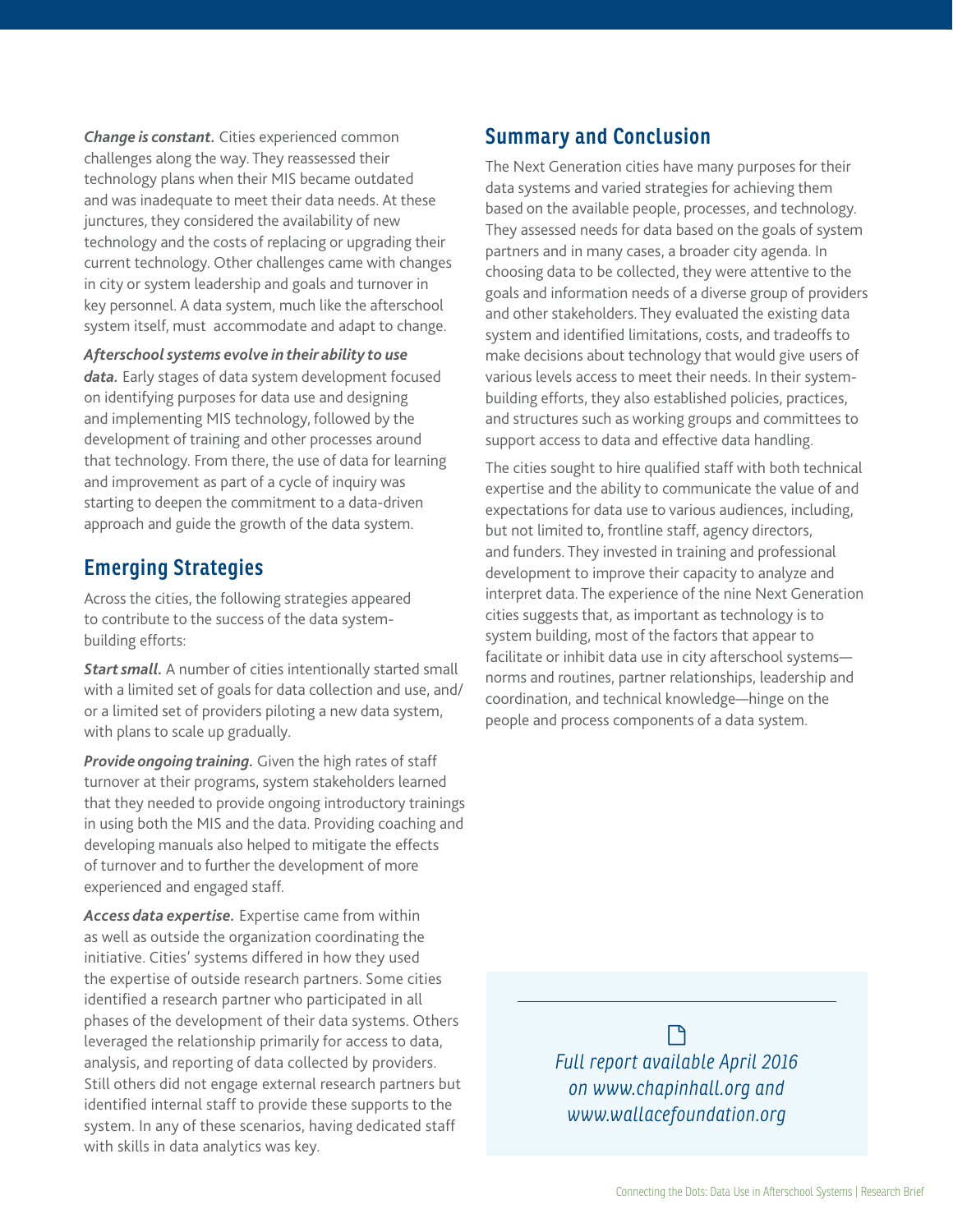***Change is constant.*** Cities experienced common challenges along the way. They reassessed their technology plans when their MIS became outdated and was inadequate to meet their data needs. At these junctures, they considered the availability of new technology and the costs of replacing or upgrading their current technology. Other challenges came with changes in city or system leadership and goals and turnover in key personnel. A data system, much like the afterschool system itself, must accommodate and adapt to change.

***Afterschool systems evolve in their ability to use data.*** Early stages of data system development focused on identifying purposes for data use and designing and implementing MIS technology, followed by the development of training and other processes around that technology. From there, the use of data for learning and improvement as part of a cycle of inquiry was starting to deepen the commitment to a data-driven approach and guide the growth of the data system.

## Emerging Strategies

Across the cities, the following strategies appeared to contribute to the success of the data system-building efforts:

***Start small.*** A number of cities intentionally started small with a limited set of goals for data collection and use, and/or a limited set of providers piloting a new data system, with plans to scale up gradually.

***Provide ongoing training.*** Given the high rates of staff turnover at their programs, system stakeholders learned that they needed to provide ongoing introductory trainings in using both the MIS and the data. Providing coaching and developing manuals also helped to mitigate the effects of turnover and to further the development of more experienced and engaged staff.

***Access data expertise.*** Expertise came from within as well as outside the organization coordinating the initiative. Cities' systems differed in how they used the expertise of outside research partners. Some cities identified a research partner who participated in all phases of the development of their data systems. Others leveraged the relationship primarily for access to data, analysis, and reporting of data collected by providers. Still others did not engage external research partners but identified internal staff to provide these supports to the system. In any of these scenarios, having dedicated staff with skills in data analytics was key.

## Summary and Conclusion

The Next Generation cities have many purposes for their data systems and varied strategies for achieving them based on the available people, processes, and technology. They assessed needs for data based on the goals of system partners and in many cases, a broader city agenda. In choosing data to be collected, they were attentive to the goals and information needs of a diverse group of providers and other stakeholders. They evaluated the existing data system and identified limitations, costs, and tradeoffs to make decisions about technology that would give users of various levels access to meet their needs. In their system-building efforts, they also established policies, practices, and structures such as working groups and committees to support access to data and effective data handling.

The cities sought to hire qualified staff with both technical expertise and the ability to communicate the value of and expectations for data use to various audiences, including, but not limited to, frontline staff, agency directors, and funders. They invested in training and professional development to improve their capacity to analyze and interpret data. The experience of the nine Next Generation cities suggests that, as important as technology is to system building, most of the factors that appear to facilitate or inhibit data use in city afterschool systems—norms and routines, partner relationships, leadership and coordination, and technical knowledge—hinge on the people and process components of a data system.

*Full report available April 2016 on www.chapinhall.org and www.wallacefoundation.org*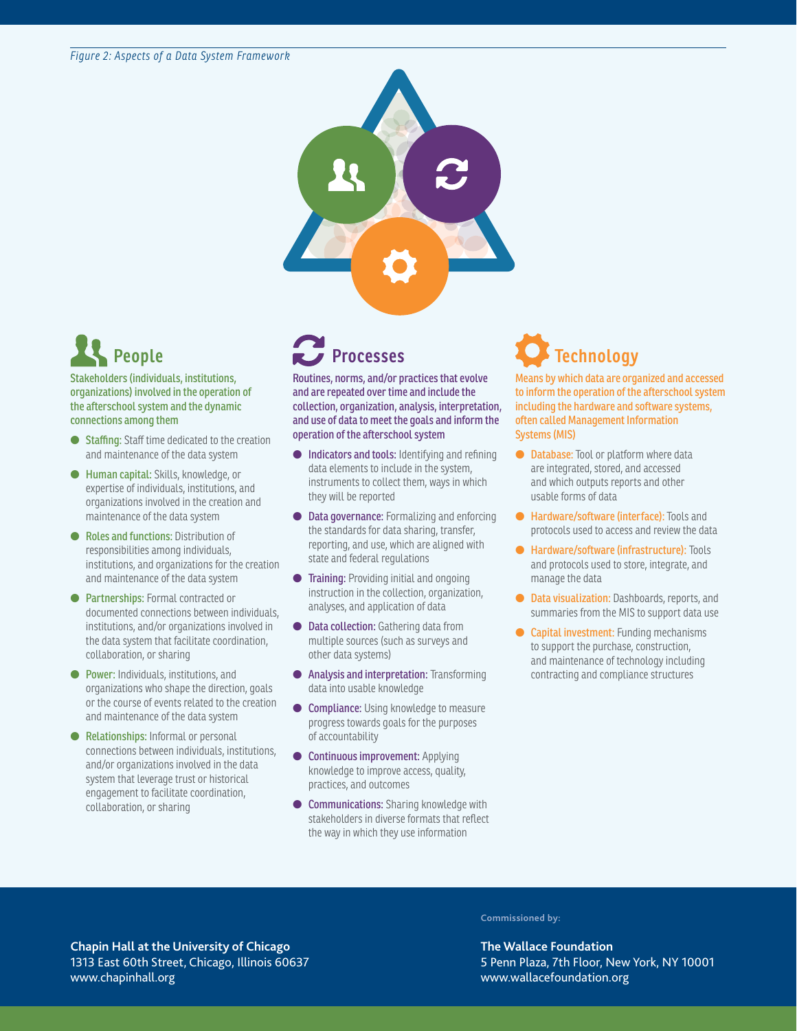*Figure 2: Aspects of a Data System Framework*

## People

**Stakeholders (individuals, institutions, organizations) involved in the operation of the afterschool system and the dynamic connections among them**

- **Staffing:** Staff time dedicated to the creation and maintenance of the data system
- **Human capital:** Skills, knowledge, or expertise of individuals, institutions, and organizations involved in the creation and maintenance of the data system
- **Roles and functions:** Distribution of responsibilities among individuals, institutions, and organizations for the creation and maintenance of the data system
- **Partnerships:** Formal contracted or documented connections between individuals, institutions, and/or organizations involved in the data system that facilitate coordination, collaboration, or sharing
- **Power:** Individuals, institutions, and organizations who shape the direction, goals or the course of events related to the creation and maintenance of the data system
- **Relationships:** Informal or personal connections between individuals, institutions, and/or organizations involved in the data system that leverage trust or historical engagement to facilitate coordination, collaboration, or sharing

## Processes

**Routines, norms, and/or practices that evolve and are repeated over time and include the collection, organization, analysis, interpretation, and use of data to meet the goals and inform the operation of the afterschool system**

- **Indicators and tools:** Identifying and refining data elements to include in the system, instruments to collect them, ways in which they will be reported
- **Data governance:** Formalizing and enforcing the standards for data sharing, transfer, reporting, and use, which are aligned with state and federal regulations
- **Training:** Providing initial and ongoing instruction in the collection, organization, analyses, and application of data
- **Data collection:** Gathering data from multiple sources (such as surveys and other data systems)
- **Analysis and interpretation:** Transforming data into usable knowledge
- **Compliance:** Using knowledge to measure progress towards goals for the purposes of accountability
- **Continuous improvement:** Applying knowledge to improve access, quality, practices, and outcomes
- **Communications:** Sharing knowledge with stakeholders in diverse formats that reflect the way in which they use information

## Technology

**Means by which data are organized and accessed to inform the operation of the afterschool system including the hardware and software systems, often called Management Information Systems (MIS)**

- **Database:** Tool or platform where data are integrated, stored, and accessed and which outputs reports and other usable forms of data
- **Hardware/software (interface):** Tools and protocols used to access and review the data
- **Hardware/software (infrastructure):** Tools and protocols used to store, integrate, and manage the data
- **Data visualization:** Dashboards, reports, and summaries from the MIS to support data use
- **Capital investment:** Funding mechanisms to support the purchase, construction, and maintenance of technology including contracting and compliance structures

**Chapin Hall at the University of Chicago**
1313 East 60th Street, Chicago, Illinois 60637
www.chapinhall.org

Commissioned by:

**The Wallace Foundation**
5 Penn Plaza, 7th Floor, New York, NY 10001
www.wallacefoundation.org